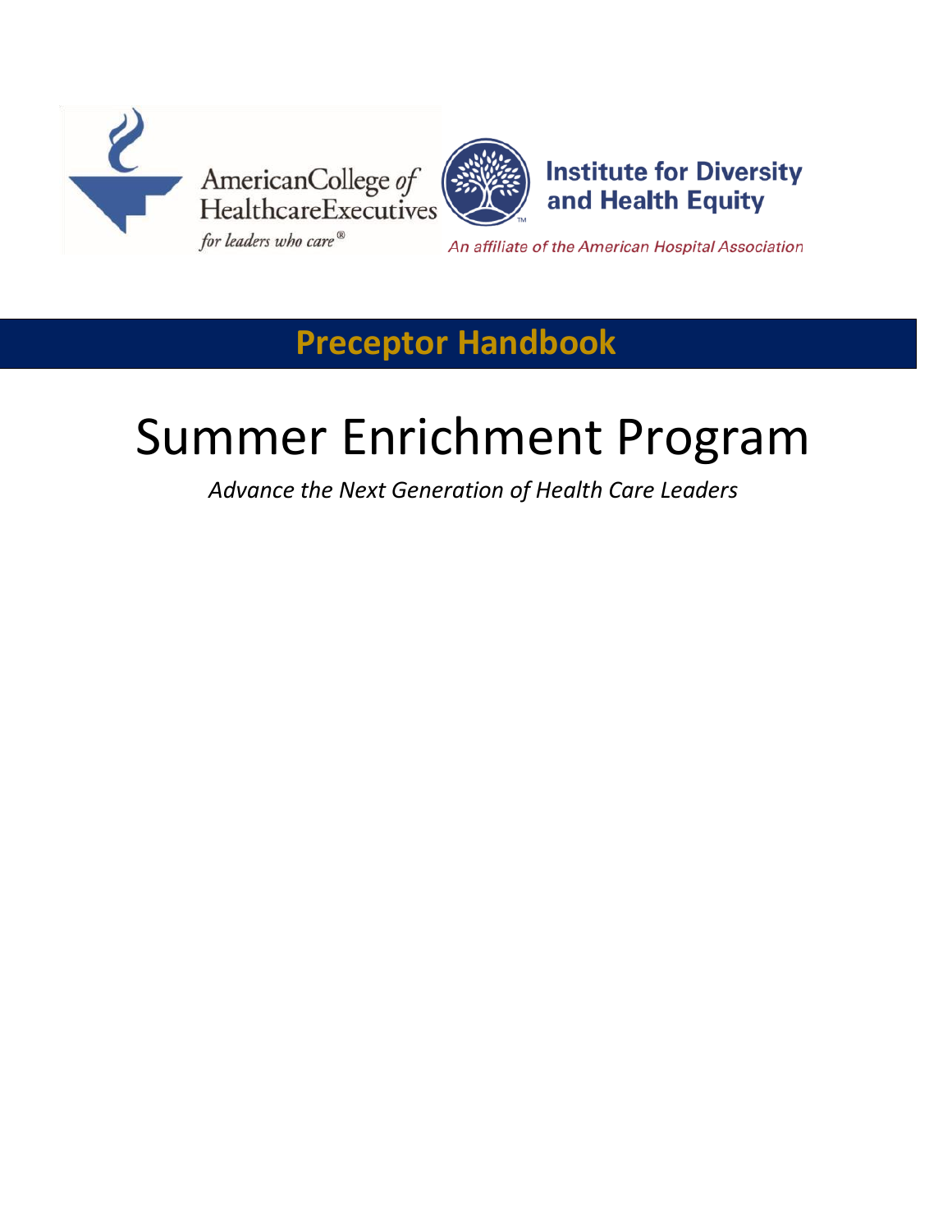American College of Healthcare Executives

*for leaders who care®*

Institute for Diversity and Health Equity

*An affiliate of the American Hospital Association*

## Preceptor Handbook

# Summer Enrichment Program

*Advance the Next Generation of Health Care Leaders*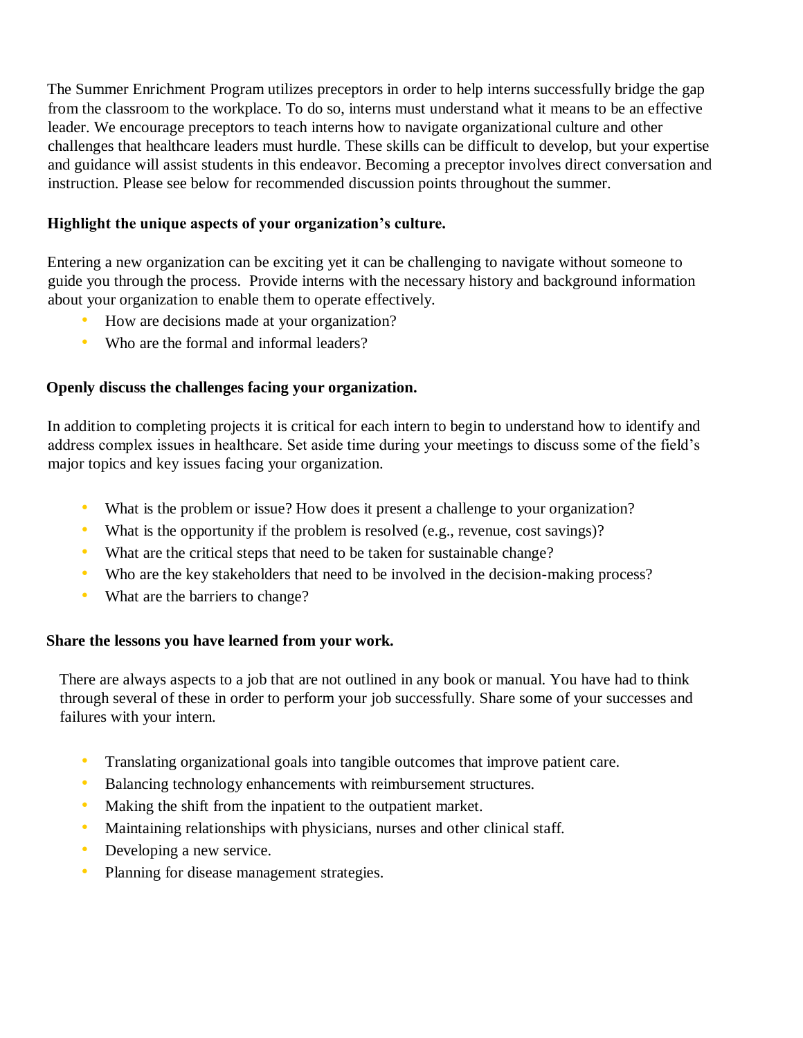The Summer Enrichment Program utilizes preceptors in order to help interns successfully bridge the gap from the classroom to the workplace. To do so, interns must understand what it means to be an effective leader. We encourage preceptors to teach interns how to navigate organizational culture and other challenges that healthcare leaders must hurdle. These skills can be difficult to develop, but your expertise and guidance will assist students in this endeavor. Becoming a preceptor involves direct conversation and instruction. Please see below for recommended discussion points throughout the summer.

**Highlight the unique aspects of your organization's culture.**

Entering a new organization can be exciting yet it can be challenging to navigate without someone to guide you through the process. Provide interns with the necessary history and background information about your organization to enable them to operate effectively.

- How are decisions made at your organization?
- Who are the formal and informal leaders?

**Openly discuss the challenges facing your organization.**

In addition to completing projects it is critical for each intern to begin to understand how to identify and address complex issues in healthcare. Set aside time during your meetings to discuss some of the field's major topics and key issues facing your organization.

- What is the problem or issue? How does it present a challenge to your organization?
- What is the opportunity if the problem is resolved (e.g., revenue, cost savings)?
- What are the critical steps that need to be taken for sustainable change?
- Who are the key stakeholders that need to be involved in the decision-making process?
- What are the barriers to change?

**Share the lessons you have learned from your work.**

There are always aspects to a job that are not outlined in any book or manual. You have had to think through several of these in order to perform your job successfully. Share some of your successes and failures with your intern.

- Translating organizational goals into tangible outcomes that improve patient care.
- Balancing technology enhancements with reimbursement structures.
- Making the shift from the inpatient to the outpatient market.
- Maintaining relationships with physicians, nurses and other clinical staff.
- Developing a new service.
- Planning for disease management strategies.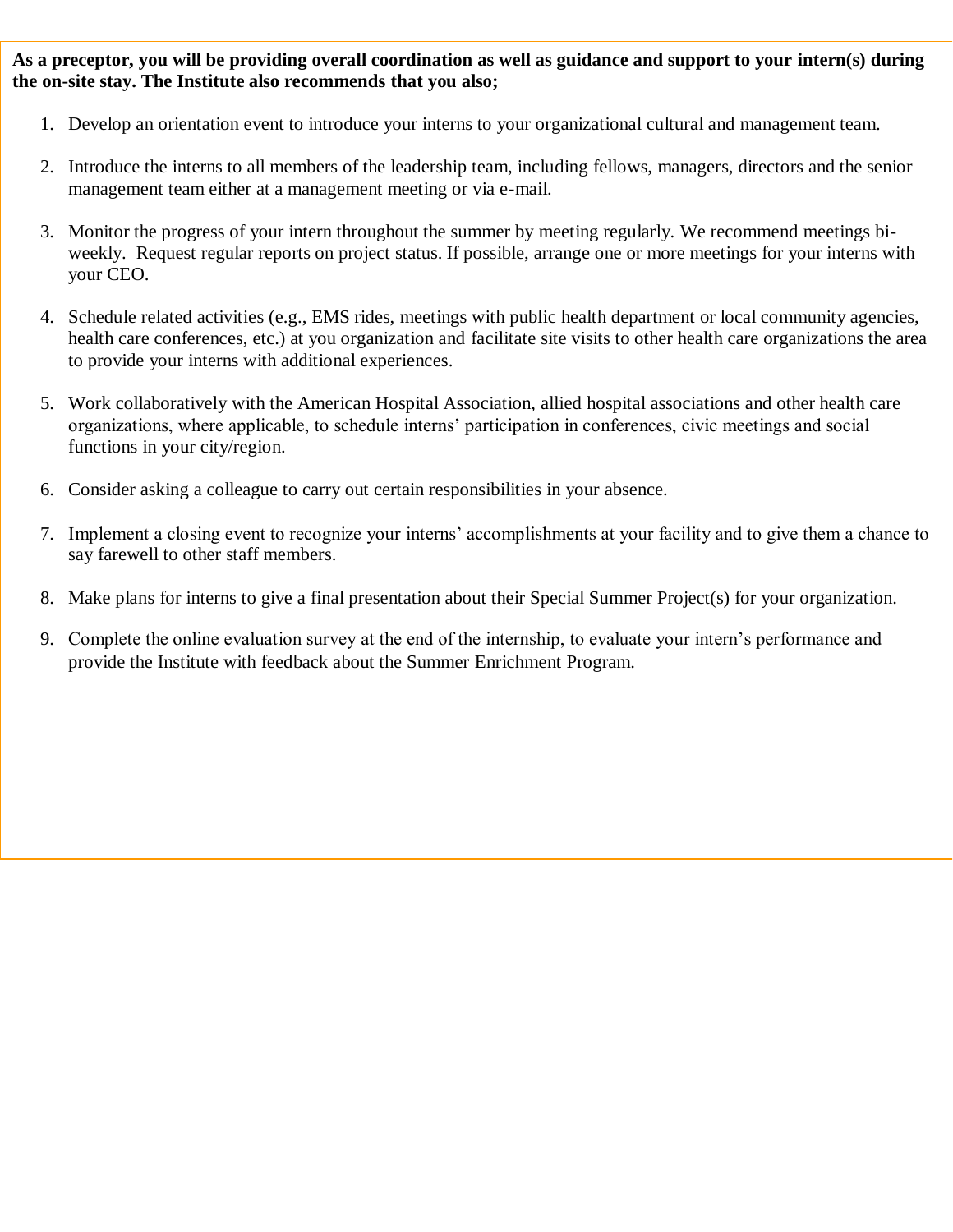**As a preceptor, you will be providing overall coordination as well as guidance and support to your intern(s) during the on-site stay. The Institute also recommends that you also;**

1. Develop an orientation event to introduce your interns to your organizational cultural and management team.
2. Introduce the interns to all members of the leadership team, including fellows, managers, directors and the senior management team either at a management meeting or via e-mail.
3. Monitor the progress of your intern throughout the summer by meeting regularly. We recommend meetings bi-weekly. Request regular reports on project status. If possible, arrange one or more meetings for your interns with your CEO.
4. Schedule related activities (e.g., EMS rides, meetings with public health department or local community agencies, health care conferences, etc.) at you organization and facilitate site visits to other health care organizations the area to provide your interns with additional experiences.
5. Work collaboratively with the American Hospital Association, allied hospital associations and other health care organizations, where applicable, to schedule interns' participation in conferences, civic meetings and social functions in your city/region.
6. Consider asking a colleague to carry out certain responsibilities in your absence.
7. Implement a closing event to recognize your interns' accomplishments at your facility and to give them a chance to say farewell to other staff members.
8. Make plans for interns to give a final presentation about their Special Summer Project(s) for your organization.
9. Complete the online evaluation survey at the end of the internship, to evaluate your intern's performance and provide the Institute with feedback about the Summer Enrichment Program.